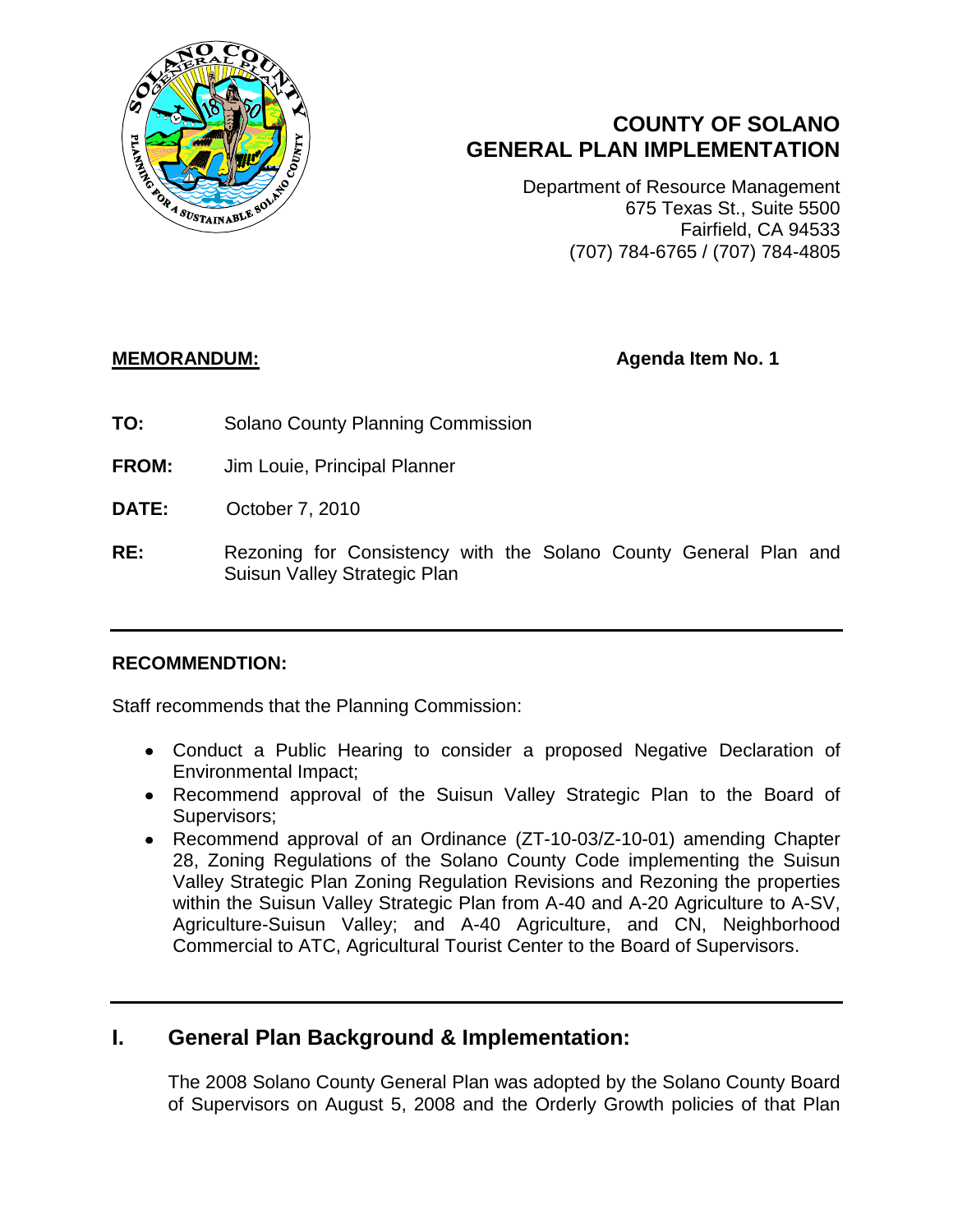# COUNTY OF SOLANO
# GENERAL PLAN IMPLEMENTATION

Department of Resource Management
675 Texas St., Suite 5500
Fairfield, CA 94533
(707) 784-6765 / (707) 784-4805

**MEMORANDUM:** **Agenda Item No. 1**

**TO:** Solano County Planning Commission

**FROM:** Jim Louie, Principal Planner

**DATE:** October 7, 2010

**RE:** Rezoning for Consistency with the Solano County General Plan and Suisun Valley Strategic Plan

---

**RECOMMENDTION:**

Staff recommends that the Planning Commission:

- Conduct a Public Hearing to consider a proposed Negative Declaration of Environmental Impact;
- Recommend approval of the Suisun Valley Strategic Plan to the Board of Supervisors;
- Recommend approval of an Ordinance (ZT-10-03/Z-10-01) amending Chapter 28, Zoning Regulations of the Solano County Code implementing the Suisun Valley Strategic Plan Zoning Regulation Revisions and Rezoning the properties within the Suisun Valley Strategic Plan from A-40 and A-20 Agriculture to A-SV, Agriculture-Suisun Valley; and A-40 Agriculture, and CN, Neighborhood Commercial to ATC, Agricultural Tourist Center to the Board of Supervisors.

---

## I. General Plan Background & Implementation:

The 2008 Solano County General Plan was adopted by the Solano County Board of Supervisors on August 5, 2008 and the Orderly Growth policies of that Plan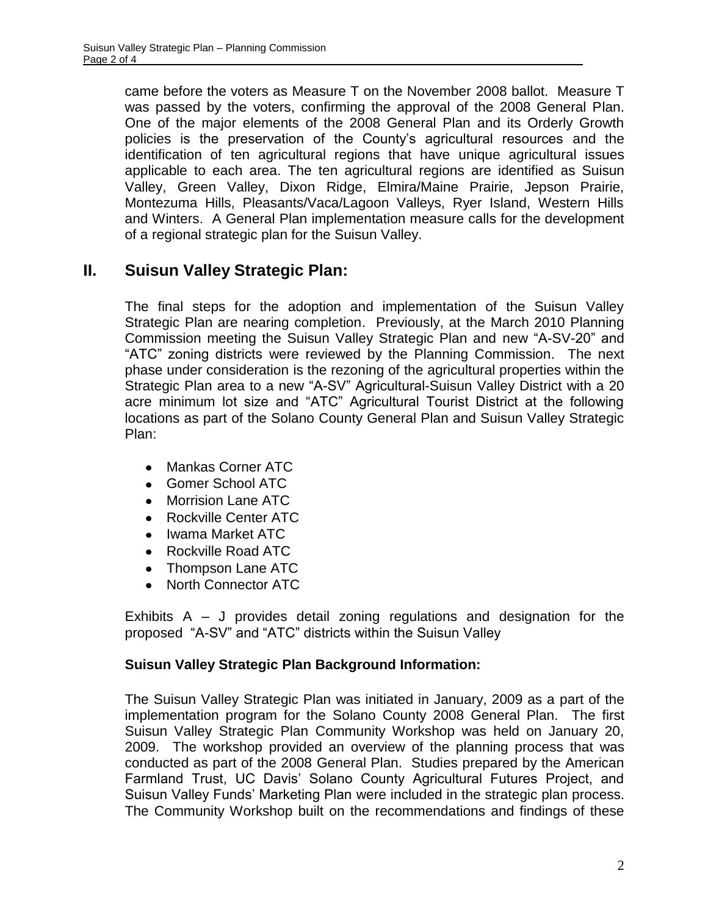came before the voters as Measure T on the November 2008 ballot. Measure T was passed by the voters, confirming the approval of the 2008 General Plan. One of the major elements of the 2008 General Plan and its Orderly Growth policies is the preservation of the County's agricultural resources and the identification of ten agricultural regions that have unique agricultural issues applicable to each area. The ten agricultural regions are identified as Suisun Valley, Green Valley, Dixon Ridge, Elmira/Maine Prairie, Jepson Prairie, Montezuma Hills, Pleasants/Vaca/Lagoon Valleys, Ryer Island, Western Hills and Winters. A General Plan implementation measure calls for the development of a regional strategic plan for the Suisun Valley.

## II. Suisun Valley Strategic Plan:

The final steps for the adoption and implementation of the Suisun Valley Strategic Plan are nearing completion. Previously, at the March 2010 Planning Commission meeting the Suisun Valley Strategic Plan and new "A-SV-20" and "ATC" zoning districts were reviewed by the Planning Commission. The next phase under consideration is the rezoning of the agricultural properties within the Strategic Plan area to a new "A-SV" Agricultural-Suisun Valley District with a 20 acre minimum lot size and "ATC" Agricultural Tourist District at the following locations as part of the Solano County General Plan and Suisun Valley Strategic Plan:

- Mankas Corner ATC
- Gomer School ATC
- Morrision Lane ATC
- Rockville Center ATC
- Iwama Market ATC
- Rockville Road ATC
- Thompson Lane ATC
- North Connector ATC

Exhibits A – J provides detail zoning regulations and designation for the proposed "A-SV" and "ATC" districts within the Suisun Valley

### Suisun Valley Strategic Plan Background Information:

The Suisun Valley Strategic Plan was initiated in January, 2009 as a part of the implementation program for the Solano County 2008 General Plan. The first Suisun Valley Strategic Plan Community Workshop was held on January 20, 2009. The workshop provided an overview of the planning process that was conducted as part of the 2008 General Plan. Studies prepared by the American Farmland Trust, UC Davis' Solano County Agricultural Futures Project, and Suisun Valley Funds' Marketing Plan were included in the strategic plan process. The Community Workshop built on the recommendations and findings of these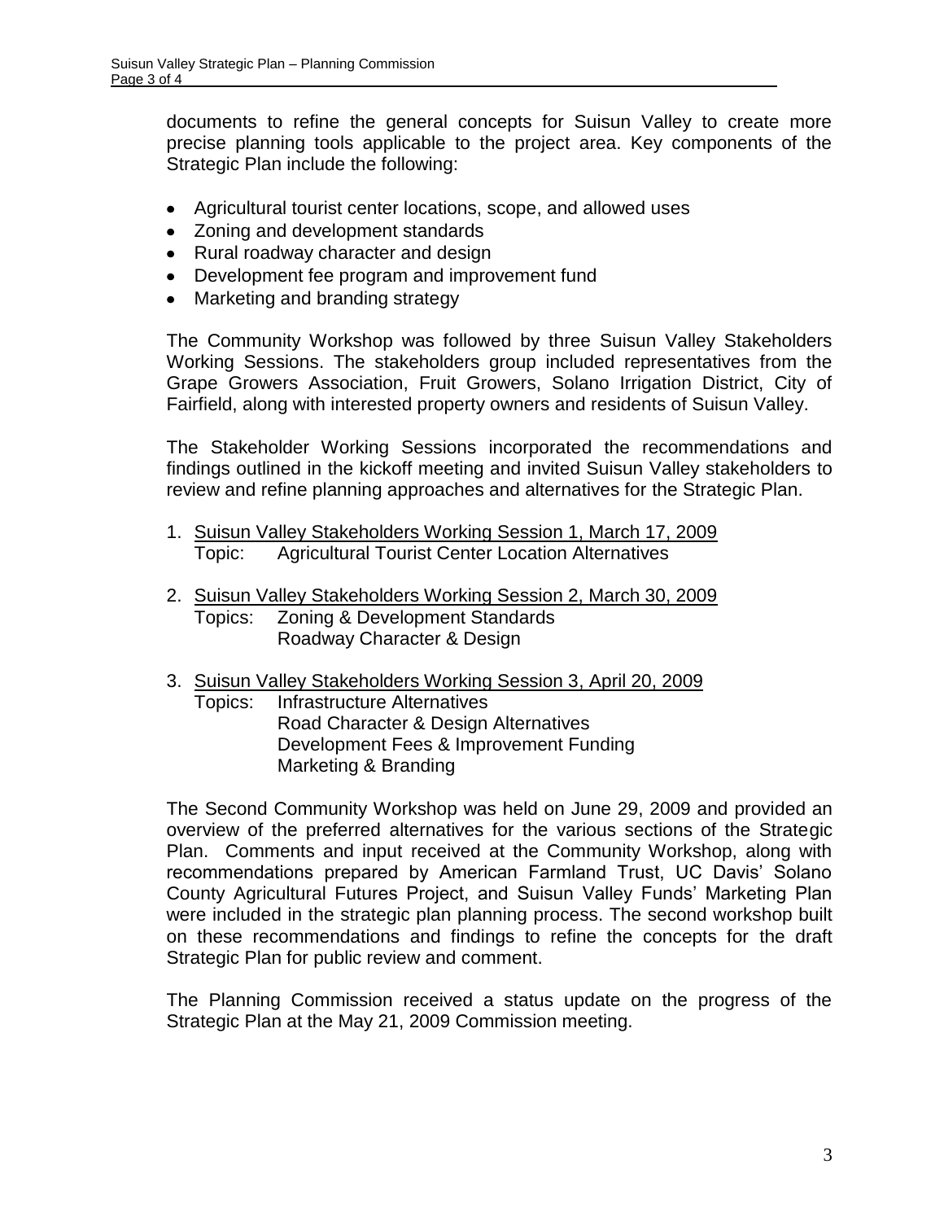documents to refine the general concepts for Suisun Valley to create more precise planning tools applicable to the project area. Key components of the Strategic Plan include the following:

- Agricultural tourist center locations, scope, and allowed uses
- Zoning and development standards
- Rural roadway character and design
- Development fee program and improvement fund
- Marketing and branding strategy

The Community Workshop was followed by three Suisun Valley Stakeholders Working Sessions. The stakeholders group included representatives from the Grape Growers Association, Fruit Growers, Solano Irrigation District, City of Fairfield, along with interested property owners and residents of Suisun Valley.

The Stakeholder Working Sessions incorporated the recommendations and findings outlined in the kickoff meeting and invited Suisun Valley stakeholders to review and refine planning approaches and alternatives for the Strategic Plan.

1. <u>Suisun Valley Stakeholders Working Session 1, March 17, 2009</u>
   Topic: Agricultural Tourist Center Location Alternatives

2. <u>Suisun Valley Stakeholders Working Session 2, March 30, 2009</u>
   Topics: Zoning & Development Standards
   Roadway Character & Design

3. <u>Suisun Valley Stakeholders Working Session 3, April 20, 2009</u>
   Topics: Infrastructure Alternatives
   Road Character & Design Alternatives
   Development Fees & Improvement Funding
   Marketing & Branding

The Second Community Workshop was held on June 29, 2009 and provided an overview of the preferred alternatives for the various sections of the Strategic Plan. Comments and input received at the Community Workshop, along with recommendations prepared by American Farmland Trust, UC Davis' Solano County Agricultural Futures Project, and Suisun Valley Funds' Marketing Plan were included in the strategic plan planning process. The second workshop built on these recommendations and findings to refine the concepts for the draft Strategic Plan for public review and comment.

The Planning Commission received a status update on the progress of the Strategic Plan at the May 21, 2009 Commission meeting.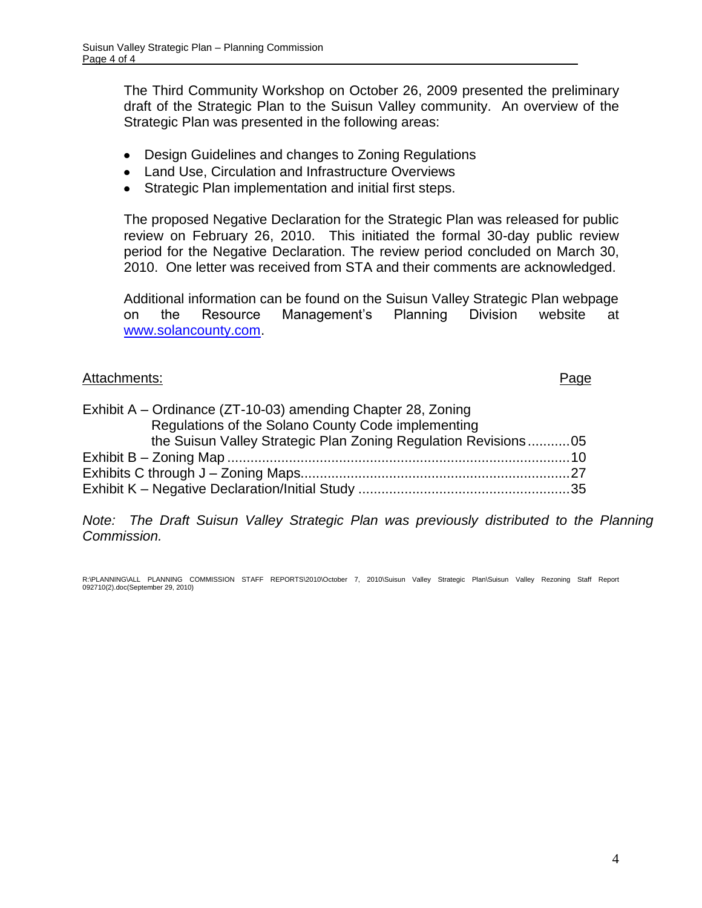The Third Community Workshop on October 26, 2009 presented the preliminary draft of the Strategic Plan to the Suisun Valley community. An overview of the Strategic Plan was presented in the following areas:

- Design Guidelines and changes to Zoning Regulations
- Land Use, Circulation and Infrastructure Overviews
- Strategic Plan implementation and initial first steps.

The proposed Negative Declaration for the Strategic Plan was released for public review on February 26, 2010. This initiated the formal 30-day public review period for the Negative Declaration. The review period concluded on March 30, 2010. One letter was received from STA and their comments are acknowledged.

Additional information can be found on the Suisun Valley Strategic Plan webpage on the Resource Management's Planning Division website at [www.solancounty.com](http://www.solancounty.com).

Attachments: Page

Exhibit A – Ordinance (ZT-10-03) amending Chapter 28, Zoning Regulations of the Solano County Code implementing the Suisun Valley Strategic Plan Zoning Regulation Revisions ........... 05
Exhibit B – Zoning Map ........................................................................................ 10
Exhibits C through J – Zoning Maps..................................................................... 27
Exhibit K – Negative Declaration/Initial Study ...................................................... 35

*Note: The Draft Suisun Valley Strategic Plan was previously distributed to the Planning Commission.*

R:\PLANNING\ALL PLANNING COMMISSION STAFF REPORTS\2010\October 7, 2010\Suisun Valley Strategic Plan\Suisun Valley Rezoning Staff Report 092710(2).doc(September 29, 2010)